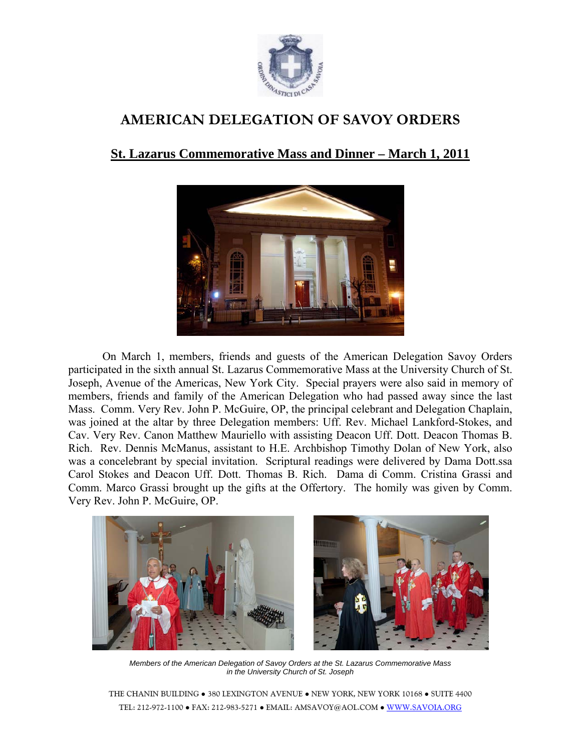# AMERICAN DELEGATION OF SAVOY ORDERS

## St. Lazarus Commemorative Mass and Dinner – March 1, 2011

On March 1, members, friends and guests of the American Delegation Savoy Orders participated in the sixth annual St. Lazarus Commemorative Mass at the University Church of St. Joseph, Avenue of the Americas, New York City. Special prayers were also said in memory of members, friends and family of the American Delegation who had passed away since the last Mass. Comm. Very Rev. John P. McGuire, OP, the principal celebrant and Delegation Chaplain, was joined at the altar by three Delegation members: Uff. Rev. Michael Lankford-Stokes, and Cav. Very Rev. Canon Matthew Mauriello with assisting Deacon Uff. Dott. Deacon Thomas B. Rich. Rev. Dennis McManus, assistant to H.E. Archbishop Timothy Dolan of New York, also was a concelebrant by special invitation. Scriptural readings were delivered by Dama Dott.ssa Carol Stokes and Deacon Uff. Dott. Thomas B. Rich. Dama di Comm. Cristina Grassi and Comm. Marco Grassi brought up the gifts at the Offertory. The homily was given by Comm. Very Rev. John P. McGuire, OP.

*Members of the American Delegation of Savoy Orders at the St. Lazarus Commemorative Mass in the University Church of St. Joseph*

THE CHANIN BUILDING • 380 LEXINGTON AVENUE • NEW YORK, NEW YORK 10168 • SUITE 4400
TEL: 212-972-1100 • FAX: 212-983-5271 • EMAIL: AMSAVOY@AOL.COM • WWW.SAVOIA.ORG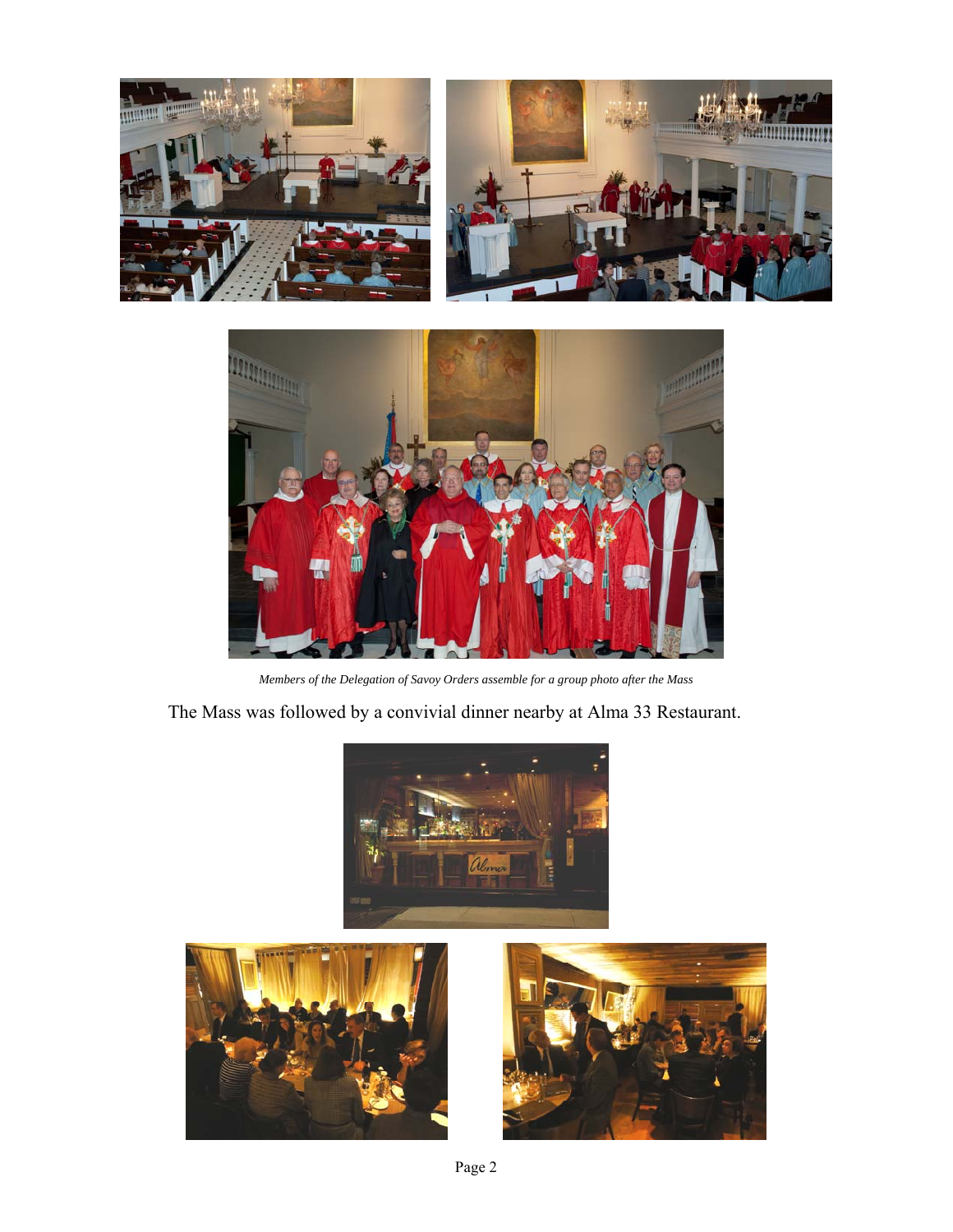*Members of the Delegation of Savoy Orders assemble for a group photo after the Mass*

The Mass was followed by a convivial dinner nearby at Alma 33 Restaurant.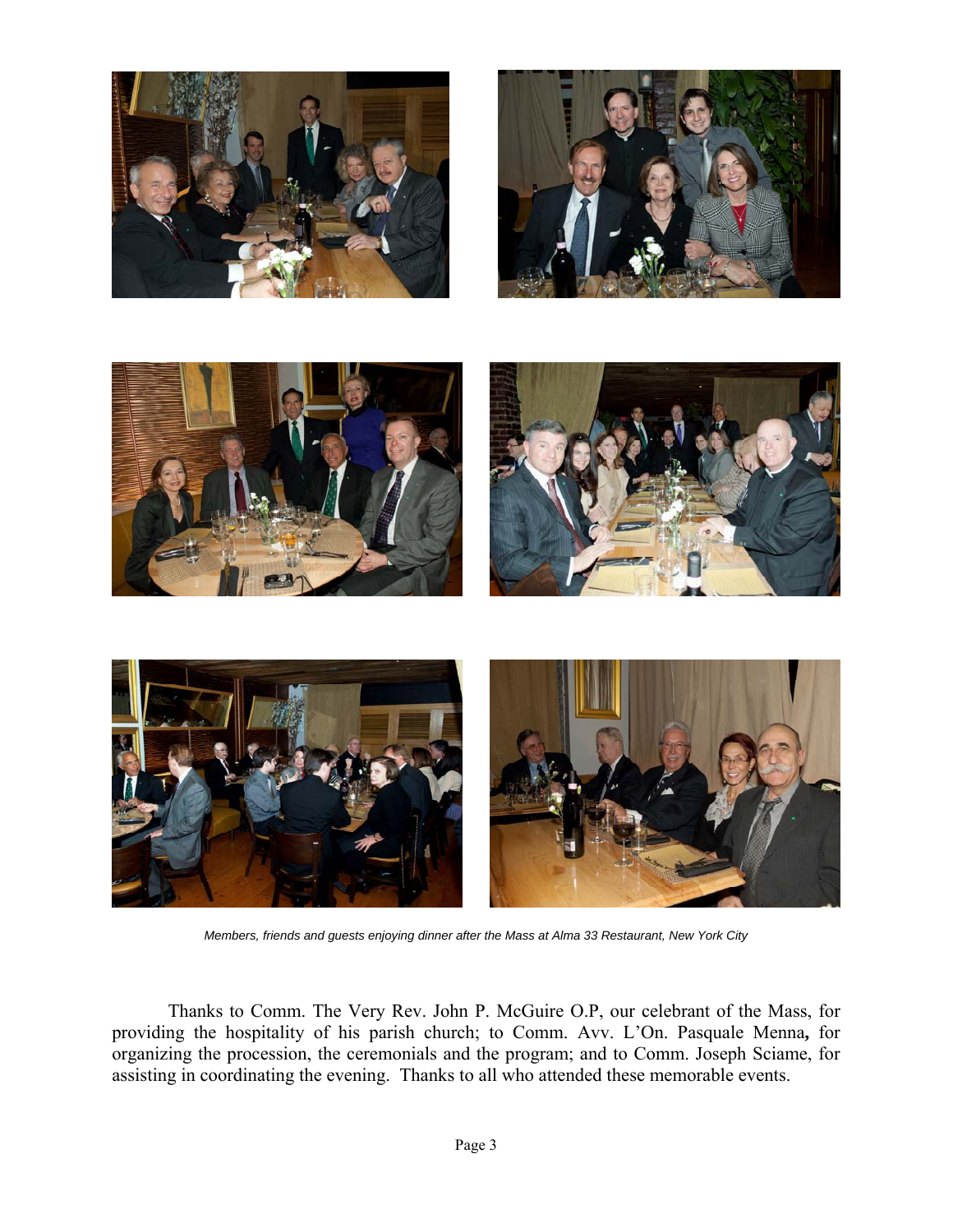*Members, friends and guests enjoying dinner after the Mass at Alma 33 Restaurant, New York City*

Thanks to Comm. The Very Rev. John P. McGuire O.P, our celebrant of the Mass, for providing the hospitality of his parish church; to Comm. Avv. L'On. Pasquale Menna**,** for organizing the procession, the ceremonials and the program; and to Comm. Joseph Sciame, for assisting in coordinating the evening. Thanks to all who attended these memorable events.